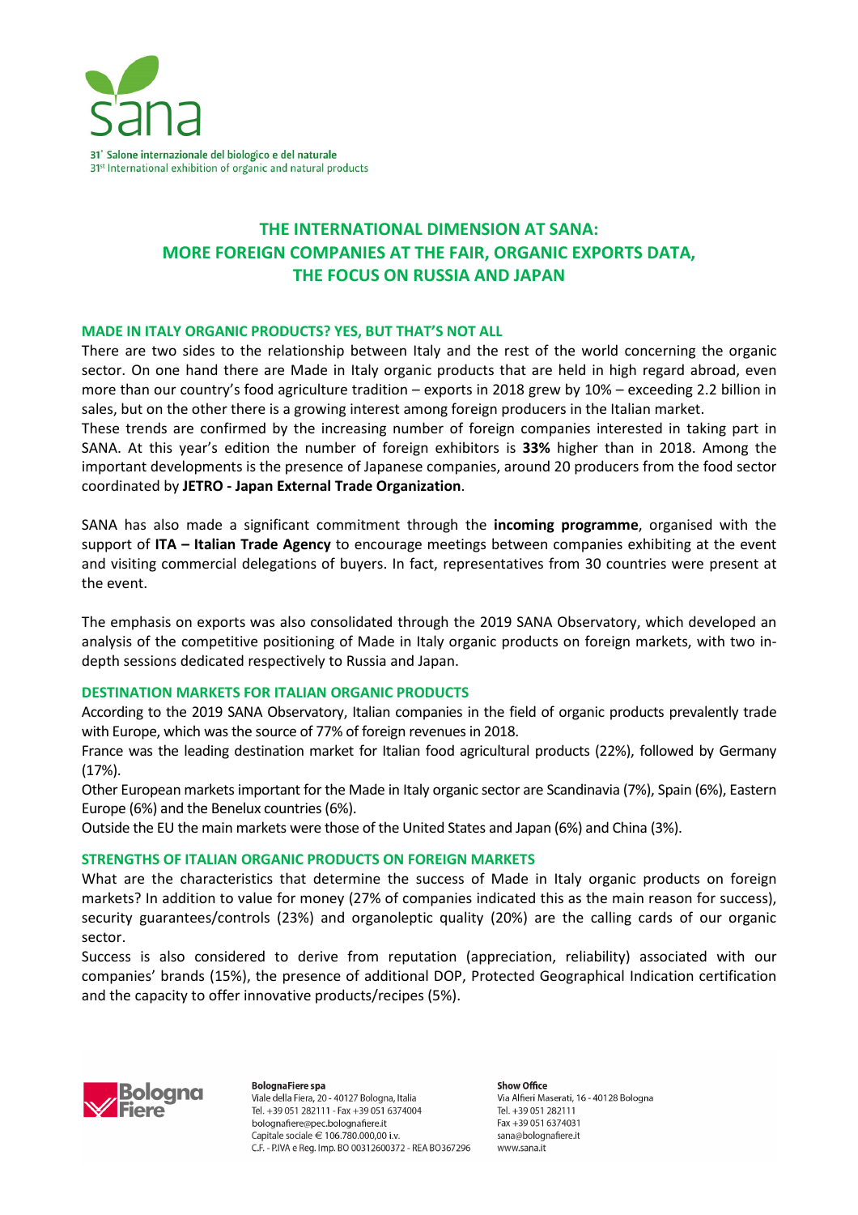31° Salone internazionale del biologico e del naturale
31st International exhibition of organic and natural products

# THE INTERNATIONAL DIMENSION AT SANA: MORE FOREIGN COMPANIES AT THE FAIR, ORGANIC EXPORTS DATA, THE FOCUS ON RUSSIA AND JAPAN

## MADE IN ITALY ORGANIC PRODUCTS? YES, BUT THAT'S NOT ALL

There are two sides to the relationship between Italy and the rest of the world concerning the organic sector. On one hand there are Made in Italy organic products that are held in high regard abroad, even more than our country's food agriculture tradition – exports in 2018 grew by 10% – exceeding 2.2 billion in sales, but on the other there is a growing interest among foreign producers in the Italian market.
These trends are confirmed by the increasing number of foreign companies interested in taking part in SANA. At this year's edition the number of foreign exhibitors is **33%** higher than in 2018. Among the important developments is the presence of Japanese companies, around 20 producers from the food sector coordinated by **JETRO - Japan External Trade Organization**.

SANA has also made a significant commitment through the **incoming programme**, organised with the support of **ITA – Italian Trade Agency** to encourage meetings between companies exhibiting at the event and visiting commercial delegations of buyers. In fact, representatives from 30 countries were present at the event.

The emphasis on exports was also consolidated through the 2019 SANA Observatory, which developed an analysis of the competitive positioning of Made in Italy organic products on foreign markets, with two in-depth sessions dedicated respectively to Russia and Japan.

## DESTINATION MARKETS FOR ITALIAN ORGANIC PRODUCTS

According to the 2019 SANA Observatory, Italian companies in the field of organic products prevalently trade with Europe, which was the source of 77% of foreign revenues in 2018.
France was the leading destination market for Italian food agricultural products (22%), followed by Germany (17%).
Other European markets important for the Made in Italy organic sector are Scandinavia (7%), Spain (6%), Eastern Europe (6%) and the Benelux countries (6%).
Outside the EU the main markets were those of the United States and Japan (6%) and China (3%).

## STRENGTHS OF ITALIAN ORGANIC PRODUCTS ON FOREIGN MARKETS

What are the characteristics that determine the success of Made in Italy organic products on foreign markets? In addition to value for money (27% of companies indicated this as the main reason for success), security guarantees/controls (23%) and organoleptic quality (20%) are the calling cards of our organic sector.
Success is also considered to derive from reputation (appreciation, reliability) associated with our companies' brands (15%), the presence of additional DOP, Protected Geographical Indication certification and the capacity to offer innovative products/recipes (5%).

**BolognaFiere spa**
Viale della Fiera, 20 - 40127 Bologna, Italia
Tel. +39 051 282111 - Fax +39 051 6374004
bolognafiere@pec.bolognafiere.it
Capitale sociale € 106.780.000,00 i.v.
C.F. - P.IVA e Reg. Imp. BO 00312600372 - REA BO367296

**Show Office**
Via Alfieri Maserati, 16 - 40128 Bologna
Tel. +39 051 282111
Fax +39 051 6374031
sana@bolognafiere.it
www.sana.it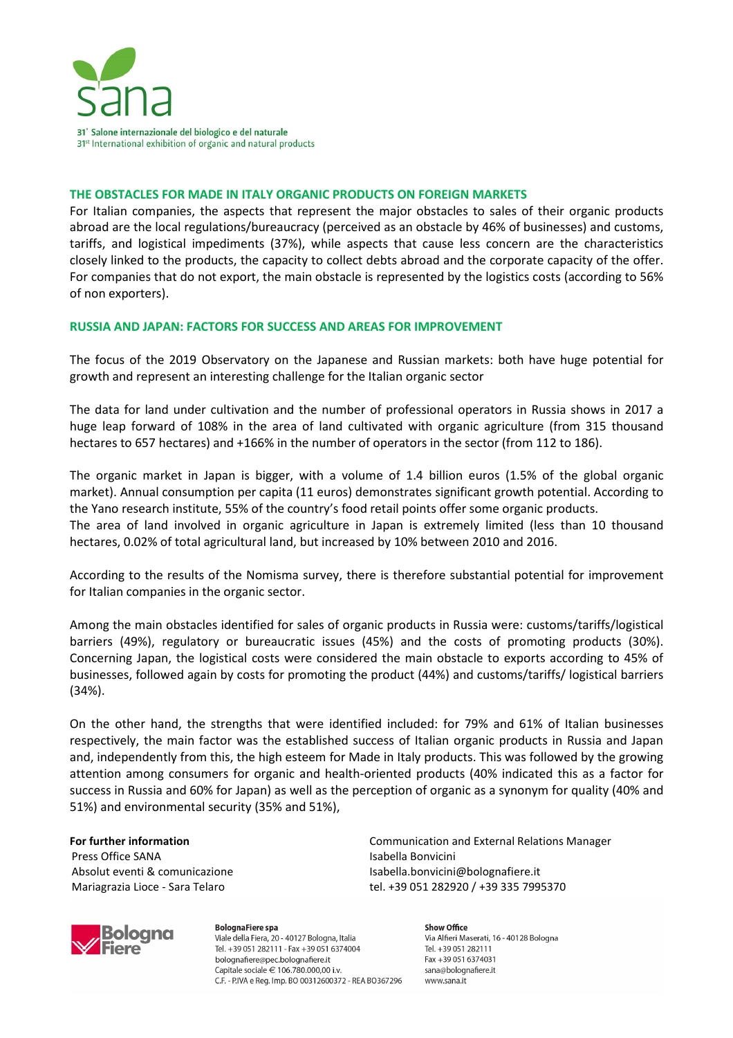## THE OBSTACLES FOR MADE IN ITALY ORGANIC PRODUCTS ON FOREIGN MARKETS

For Italian companies, the aspects that represent the major obstacles to sales of their organic products abroad are the local regulations/bureaucracy (perceived as an obstacle by 46% of businesses) and customs, tariffs, and logistical impediments (37%), while aspects that cause less concern are the characteristics closely linked to the products, the capacity to collect debts abroad and the corporate capacity of the offer. For companies that do not export, the main obstacle is represented by the logistics costs (according to 56% of non exporters).

## RUSSIA AND JAPAN: FACTORS FOR SUCCESS AND AREAS FOR IMPROVEMENT

The focus of the 2019 Observatory on the Japanese and Russian markets: both have huge potential for growth and represent an interesting challenge for the Italian organic sector

The data for land under cultivation and the number of professional operators in Russia shows in 2017 a huge leap forward of 108% in the area of land cultivated with organic agriculture (from 315 thousand hectares to 657 hectares) and +166% in the number of operators in the sector (from 112 to 186).

The organic market in Japan is bigger, with a volume of 1.4 billion euros (1.5% of the global organic market). Annual consumption per capita (11 euros) demonstrates significant growth potential. According to the Yano research institute, 55% of the country's food retail points offer some organic products.
The area of land involved in organic agriculture in Japan is extremely limited (less than 10 thousand hectares, 0.02% of total agricultural land, but increased by 10% between 2010 and 2016.

According to the results of the Nomisma survey, there is therefore substantial potential for improvement for Italian companies in the organic sector.

Among the main obstacles identified for sales of organic products in Russia were: customs/tariffs/logistical barriers (49%), regulatory or bureaucratic issues (45%) and the costs of promoting products (30%). Concerning Japan, the logistical costs were considered the main obstacle to exports according to 45% of businesses, followed again by costs for promoting the product (44%) and customs/tariffs/ logistical barriers (34%).

On the other hand, the strengths that were identified included: for 79% and 61% of Italian businesses respectively, the main factor was the established success of Italian organic products in Russia and Japan and, independently from this, the high esteem for Made in Italy products. This was followed by the growing attention among consumers for organic and health-oriented products (40% indicated this as a factor for success in Russia and 60% for Japan) as well as the perception of organic as a synonym for quality (40% and 51%) and environmental security (35% and 51%),

**For further information**
Press Office SANA
Absolut eventi & comunicazione
Mariagrazia Lioce - Sara Telaro

Communication and External Relations Manager
Isabella Bonvicini
Isabella.bonvicini@bolognafiere.it
tel. +39 051 282920 / +39 335 7995370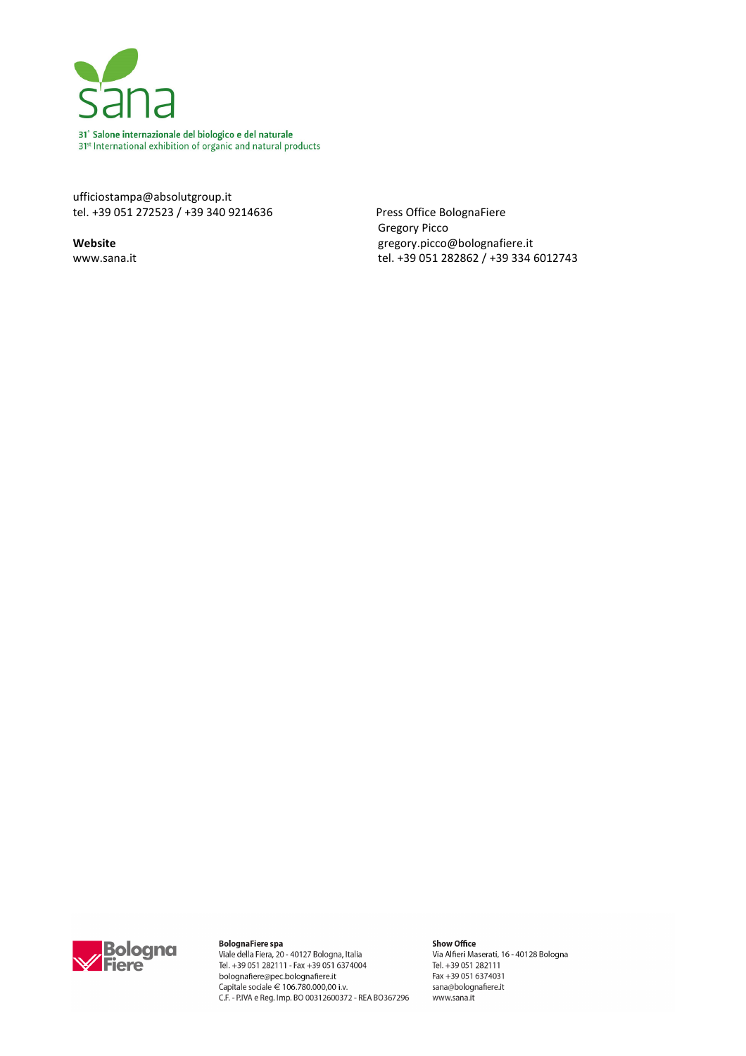sana

31° Salone internazionale del biologico e del naturale
31st International exhibition of organic and natural products

ufficiostampa@absolutgroup.it
tel. +39 051 272523 / +39 340 9214636

**Website**
www.sana.it

Press Office BolognaFiere
Gregory Picco
gregory.picco@bolognafiere.it
tel. +39 051 282862 / +39 334 6012743

**BolognaFiere spa**
Viale della Fiera, 20 - 40127 Bologna, Italia
Tel. +39 051 282111 - Fax +39 051 6374004
bolognafiere@pec.bolognafiere.it
Capitale sociale € 106.780.000,00 i.v.
C.F. - P.IVA e Reg. Imp. BO 00312600372 - REA BO367296

**Show Office**
Via Alfieri Maserati, 16 - 40128 Bologna
Tel. +39 051 282111
Fax +39 051 6374031
sana@bolognafiere.it
www.sana.it